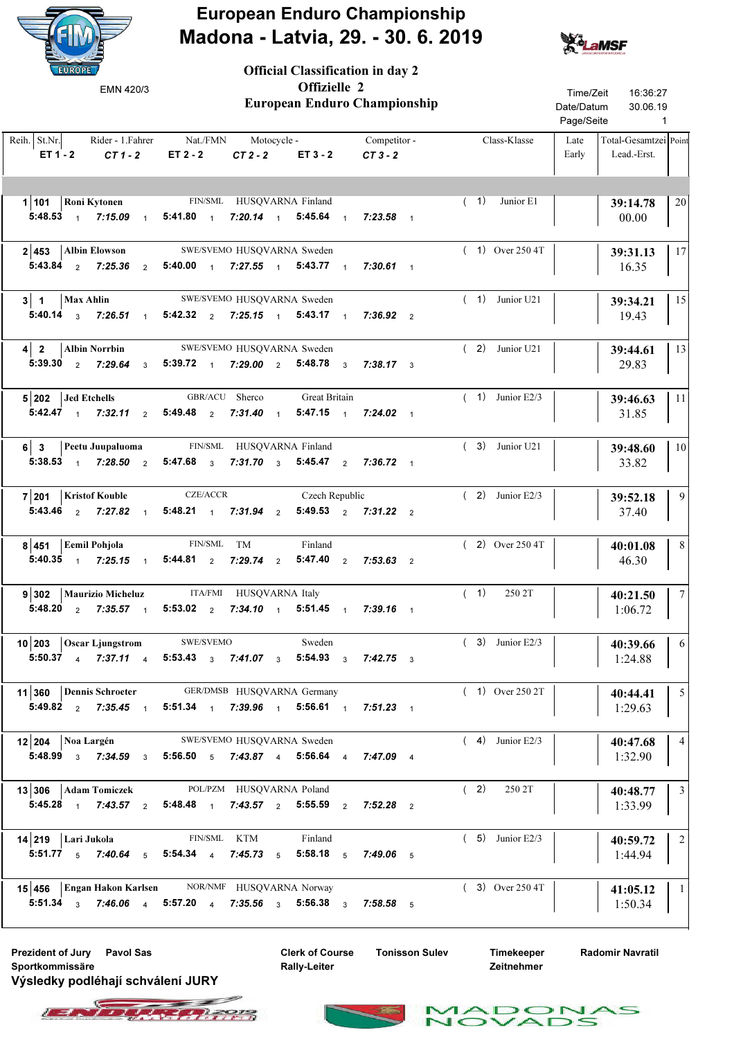# European Enduro Championship

## Madona - Latvia, 29. - 30. 6. 2019

EMN 420/3

### Official Classification in day 2
### Offizielle 2
### European Enduro Championship

Time/Zeit 16:36:27
Date/Datum 30.06.19
Page/Seite 1

| Reih. | St.Nr. | Rider - 1.Fahrer | Nat./FMN | Motocycle - | Competitor - | Class-Klasse | Late Early | Total-Gesamtzei Lead.-Erst. | Point |
|---|---|---|---|---|---|---|---|---|---|
| | ET 1 - 2 | CT 1 - 2 | ET 2 - 2 | CT 2 - 2 | ET 3 - 2 | CT 3 - 2 | | | |
| 1 | 101 | Roni Kytonen | FIN/SML | HUSQVARNA | Finland | ( 1) Junior E1 | | 39:14.78 | 20 |
| | 5:48.53 1 | 7:15.09 1 | 5:41.80 1 | 7:20.14 1 | 5:45.64 1 | 7:23.58 1 | | 00.00 | |
| 2 | 453 | Albin Elowson | SWE/SVEMO | HUSQVARNA | Sweden | ( 1) Over 250 4T | | 39:31.13 | 17 |
| | 5:43.84 2 | 7:25.36 2 | 5:40.00 1 | 7:27.55 1 | 5:43.77 1 | 7:30.61 1 | | 16.35 | |
| 3 | 1 | Max Ahlin | SWE/SVEMO | HUSQVARNA | Sweden | ( 1) Junior U21 | | 39:34.21 | 15 |
| | 5:40.14 3 | 7:26.51 1 | 5:42.32 2 | 7:25.15 1 | 5:43.17 1 | 7:36.92 2 | | 19.43 | |
| 4 | 2 | Albin Norrbin | SWE/SVEMO | HUSQVARNA | Sweden | ( 2) Junior U21 | | 39:44.61 | 13 |
| | 5:39.30 2 | 7:29.64 3 | 5:39.72 1 | 7:29.00 2 | 5:48.78 3 | 7:38.17 3 | | 29.83 | |
| 5 | 202 | Jed Etchells | GBR/ACU | Sherco | Great Britain | ( 1) Junior E2/3 | | 39:46.63 | 11 |
| | 5:42.47 1 | 7:32.11 2 | 5:49.48 2 | 7:31.40 1 | 5:47.15 1 | 7:24.02 1 | | 31.85 | |
| 6 | 3 | Peetu Juupaluoma | FIN/SML | HUSQVARNA | Finland | ( 3) Junior U21 | | 39:48.60 | 10 |
| | 5:38.53 1 | 7:28.50 2 | 5:47.68 3 | 7:31.70 3 | 5:45.47 2 | 7:36.72 1 | | 33.82 | |
| 7 | 201 | Kristof Kouble | CZE/ACCR | | Czech Republic | ( 2) Junior E2/3 | | 39:52.18 | 9 |
| | 5:43.46 2 | 7:27.82 1 | 5:48.21 1 | 7:31.94 2 | 5:49.53 2 | 7:31.22 2 | | 37.40 | |
| 8 | 451 | Eemil Pohjola | FIN/SML | TM | Finland | ( 2) Over 250 4T | | 40:01.08 | 8 |
| | 5:40.35 1 | 7:25.15 1 | 5:44.81 2 | 7:29.74 2 | 5:47.40 2 | 7:53.63 2 | | 46.30 | |
| 9 | 302 | Maurizio Micheluz | ITA/FMI | HUSQVARNA | Italy | ( 1) 250 2T | | 40:21.50 | 7 |
| | 5:48.20 2 | 7:35.57 1 | 5:53.02 2 | 7:34.10 1 | 5:51.45 1 | 7:39.16 1 | | 1:06.72 | |
| 10 | 203 | Oscar Ljungstrom | SWE/SVEMO | | Sweden | ( 3) Junior E2/3 | | 40:39.66 | 6 |
| | 5:50.37 4 | 7:37.11 4 | 5:53.43 3 | 7:41.07 3 | 5:54.93 3 | 7:42.75 3 | | 1:24.88 | |
| 11 | 360 | Dennis Schroeter | GER/DMSB | HUSQVARNA | Germany | ( 1) Over 250 2T | | 40:44.41 | 5 |
| | 5:49.82 2 | 7:35.45 1 | 5:51.34 1 | 7:39.96 1 | 5:56.61 1 | 7:51.23 1 | | 1:29.63 | |
| 12 | 204 | Noa Largén | SWE/SVEMO | HUSQVARNA | Sweden | ( 4) Junior E2/3 | | 40:47.68 | 4 |
| | 5:48.99 3 | 7:34.59 3 | 5:56.50 5 | 7:43.87 4 | 5:56.64 4 | 7:47.09 4 | | 1:32.90 | |
| 13 | 306 | Adam Tomiczek | POL/PZM | HUSQVARNA | Poland | ( 2) 250 2T | | 40:48.77 | 3 |
| | 5:45.28 1 | 7:43.57 2 | 5:48.48 1 | 7:43.57 2 | 5:55.59 2 | 7:52.28 2 | | 1:33.99 | |
| 14 | 219 | Lari Jukola | FIN/SML | KTM | Finland | ( 5) Junior E2/3 | | 40:59.72 | 2 |
| | 5:51.77 5 | 7:40.64 5 | 5:54.34 4 | 7:45.73 5 | 5:58.18 5 | 7:49.06 5 | | 1:44.94 | |
| 15 | 456 | Engan Hakon Karlsen | NOR/NMF | HUSQVARNA | Norway | ( 3) Over 250 4T | | 41:05.12 | 1 |
| | 5:51.34 3 | 7:46.06 4 | 5:57.20 4 | 7:35.56 3 | 5:56.38 3 | 7:58.58 5 | | 1:50.34 | |

Prezident of Jury Pavol Sas
Sportkommissäre

Clerk of Course Tonisson Sulev
Rally-Leiter

Timekeeper Radomir Navratil
Zeitnehmer

**Výsledky podléhají schválení JURY**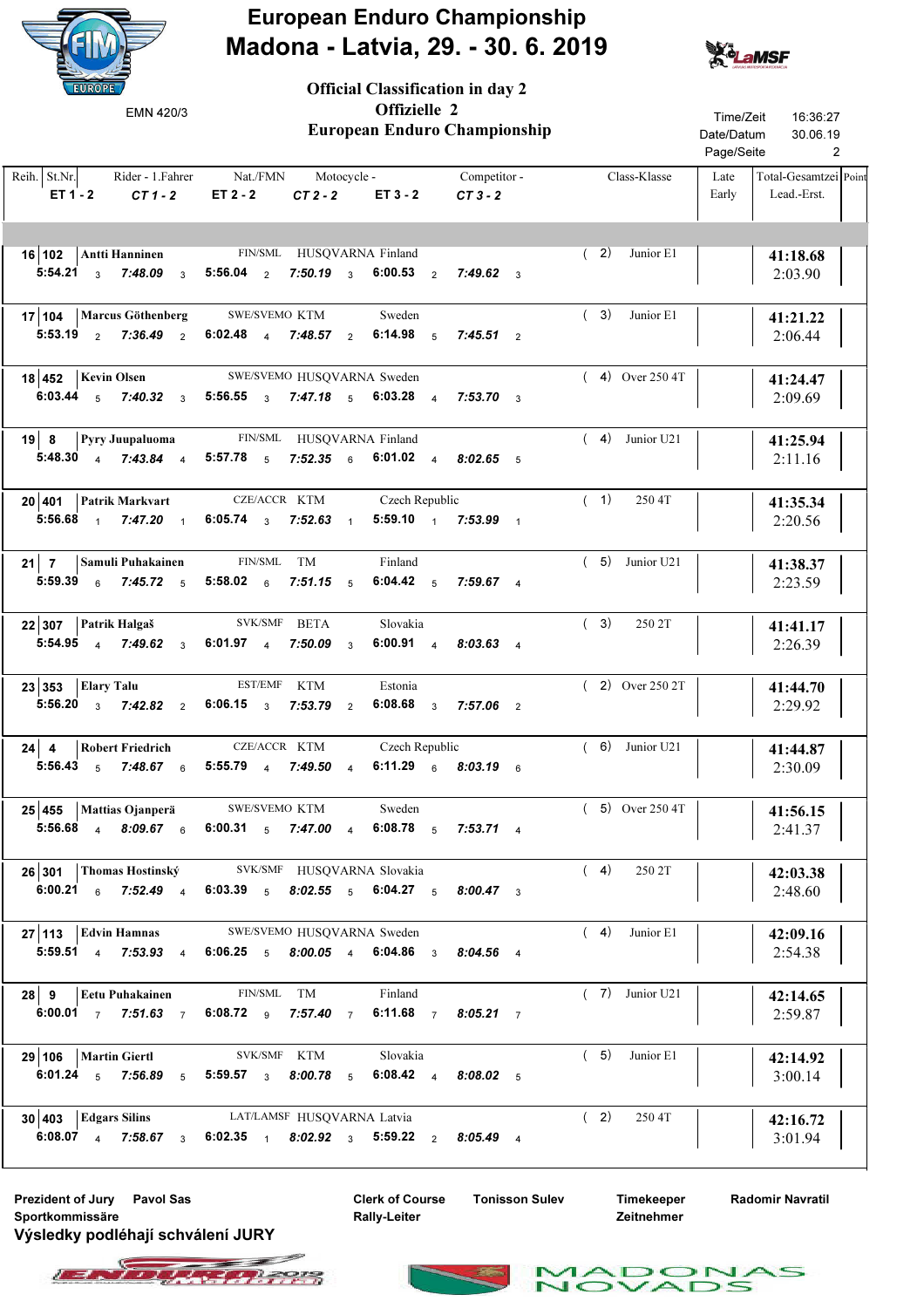# European Enduro Championship
## Madona - Latvia, 29. - 30. 6. 2019

EMN 420/3

### Official Classification in day 2
### Offizielle 2
### European Enduro Championship

Time/Zeit 16:36:27
Date/Datum 30.06.19
Page/Seite 2

| Reih. | St.Nr. | Rider - 1.Fahrer | Nat./FMN | Motocycle - | Competitor - | Class-Klasse | Late Early | Total-Gesamtzei Lead.-Erst. | Point |
|---|---|---|---|---|---|---|---|---|---|
| ET 1 - 2 | *CT 1 - 2* | ET 2 - 2 | *CT 2 - 2* | ET 3 - 2 | *CT 3 - 2* | | | | |
| 16 | 102 | Antti Hanninen | FIN/SML | HUSQVARNA | Finland | ( 2) Junior E1 | | **41:18.68** 2:03.90 | |
| 5:54.21 3 | *7:48.09* 3 | 5:56.04 2 | *7:50.19* 3 | 6:00.53 2 | *7:49.62* 3 | | | | |
| 17 | 104 | Marcus Göthenberg | SWE/SVEMO | KTM | Sweden | ( 3) Junior E1 | | **41:21.22** 2:06.44 | |
| 5:53.19 2 | *7:36.49* 2 | 6:02.48 4 | *7:48.57* 2 | 6:14.98 5 | *7:45.51* 2 | | | | |
| 18 | 452 | Kevin Olsen | SWE/SVEMO | HUSQVARNA | Sweden | ( 4) Over 250 4T | | **41:24.47** 2:09.69 | |
| 6:03.44 5 | *7:40.32* 3 | 5:56.55 3 | *7:47.18* 5 | 6:03.28 4 | *7:53.70* 3 | | | | |
| 19 | 8 | Pyry Juupaluoma | FIN/SML | HUSQVARNA | Finland | ( 4) Junior U21 | | **41:25.94** 2:11.16 | |
| 5:48.30 4 | *7:43.84* 4 | 5:57.78 5 | *7:52.35* 6 | 6:01.02 4 | *8:02.65* 5 | | | | |
| 20 | 401 | Patrik Markvart | CZE/ACCR | KTM | Czech Republic | ( 1) 250 4T | | **41:35.34** 2:20.56 | |
| 5:56.68 1 | *7:47.20* 1 | 6:05.74 3 | *7:52.63* 1 | 5:59.10 1 | *7:53.99* 1 | | | | |
| 21 | 7 | Samuli Puhakainen | FIN/SML | TM | Finland | ( 5) Junior U21 | | **41:38.37** 2:23.59 | |
| 5:59.39 6 | *7:45.72* 5 | 5:58.02 6 | *7:51.15* 5 | 6:04.42 5 | *7:59.67* 4 | | | | |
| 22 | 307 | Patrik Halgaš | SVK/SMF | BETA | Slovakia | ( 3) 250 2T | | **41:41.17** 2:26.39 | |
| 5:54.95 4 | *7:49.62* 3 | 6:01.97 4 | *7:50.09* 3 | 6:00.91 4 | *8:03.63* 4 | | | | |
| 23 | 353 | Elary Talu | EST/EMF | KTM | Estonia | ( 2) Over 250 2T | | **41:44.70** 2:29.92 | |
| 5:56.20 3 | *7:42.82* 2 | 6:06.15 3 | *7:53.79* 2 | 6:08.68 3 | *7:57.06* 2 | | | | |
| 24 | 4 | Robert Friedrich | CZE/ACCR | KTM | Czech Republic | ( 6) Junior U21 | | **41:44.87** 2:30.09 | |
| 5:56.43 5 | *7:48.67* 6 | 5:55.79 4 | *7:49.50* 4 | 6:11.29 6 | *8:03.19* 6 | | | | |
| 25 | 455 | Mattias Ojanperä | SWE/SVEMO | KTM | Sweden | ( 5) Over 250 4T | | **41:56.15** 2:41.37 | |
| 5:56.68 4 | *8:09.67* 6 | 6:00.31 5 | *7:47.00* 4 | 6:08.78 5 | *7:53.71* 4 | | | | |
| 26 | 301 | Thomas Hostinský | SVK/SMF | HUSQVARNA | Slovakia | ( 4) 250 2T | | **42:03.38** 2:48.60 | |
| 6:00.21 6 | *7:52.49* 4 | 6:03.39 5 | *8:02.55* 5 | 6:04.27 5 | *8:00.47* 3 | | | | |
| 27 | 113 | Edvin Hamnas | SWE/SVEMO | HUSQVARNA | Sweden | ( 4) Junior E1 | | **42:09.16** 2:54.38 | |
| 5:59.51 4 | *7:53.93* 4 | 6:06.25 5 | *8:00.05* 4 | 6:04.86 3 | *8:04.56* 4 | | | | |
| 28 | 9 | Eetu Puhakainen | FIN/SML | TM | Finland | ( 7) Junior U21 | | **42:14.65** 2:59.87 | |
| 6:00.01 7 | *7:51.63* 7 | 6:08.72 9 | *7:57.40* 7 | 6:11.68 7 | *8:05.21* 7 | | | | |
| 29 | 106 | Martin Giertl | SVK/SMF | KTM | Slovakia | ( 5) Junior E1 | | **42:14.92** 3:00.14 | |
| 6:01.24 5 | *7:56.89* 5 | 5:59.57 3 | *8:00.78* 5 | 6:08.42 4 | *8:08.02* 5 | | | | |
| 30 | 403 | Edgars Silins | LAT/LAMSF | HUSQVARNA | Latvia | ( 2) 250 4T | | **42:16.72** 3:01.94 | |
| 6:08.07 4 | *7:58.67* 3 | 6:02.35 1 | *8:02.92* 3 | 5:59.22 2 | *8:05.49* 4 | | | | |

Prezident of Jury / Sportkommissäre: Pavol Sas

Clerk of Course / Rally-Leiter: Tonisson Sulev

Timekeeper / Zeitnehmer: Radomir Navratil

**Výsledky podléhají schválení JURY**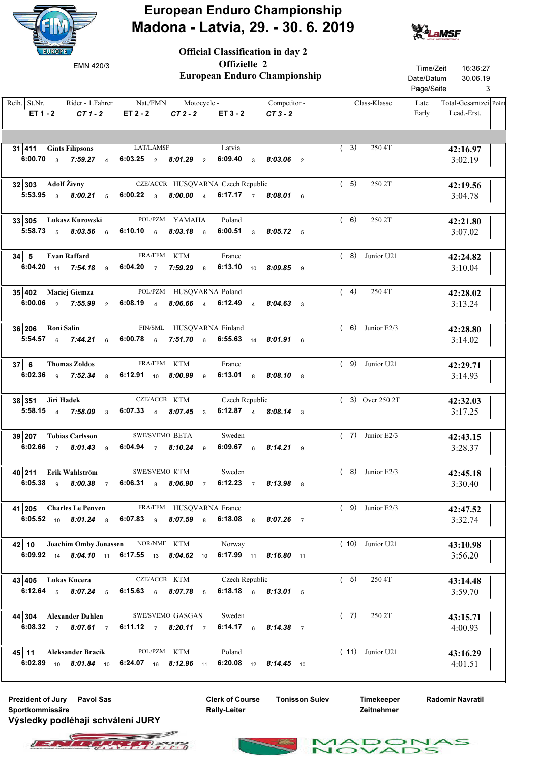# European Enduro Championship

## Madona - Latvia, 29. - 30. 6. 2019

EMN 420/3

### Official Classification in day 2
### Offizielle 2
### European Enduro Championship

Time/Zeit 16:36:27
Date/Datum 30.06.19
Page/Seite 3

| Reih. | St.Nr. | Rider - 1.Fahrer | Nat./FMN | Motocycle - | Competitor - | Class-Klasse | | Late Early | Total-Gesamtzei Lead.-Erst. | Point |
|---|---|---|---|---|---|---|---|---|---|---|
| | | ET 1 - 2 / CT 1 - 2 | ET 2 - 2 / CT 2 - 2 | ET 3 - 2 / CT 3 - 2 | | | | | | |
| 31 | 411 | Gints Filipsons | LAT/LAMSF | | Latvia | ( 3) | 250 4T | | 42:16.97 / 3:02.19 | |
| | | 6:00.70 3 / 7:59.27 4 | 6:03.25 2 / 8:01.29 2 | 6:09.40 3 / 8:03.06 2 | | | | | | |
| 32 | 303 | Adolf Živny | CZE/ACCR | HUSQVARNA | Czech Republic | ( 5) | 250 2T | | 42:19.56 / 3:04.78 | |
| | | 5:53.95 3 / 8:00.21 5 | 6:00.22 3 / 8:00.00 4 | 6:17.17 7 / 8:08.01 6 | | | | | | |
| 33 | 305 | Lukasz Kurowski | POL/PZM | YAMAHA | Poland | ( 6) | 250 2T | | 42:21.80 / 3:07.02 | |
| | | 5:58.73 5 / 8:03.56 6 | 6:10.10 6 / 8:03.18 6 | 6:00.51 3 / 8:05.72 5 | | | | | | |
| 34 | 5 | Evan Raffard | FRA/FFM | KTM | France | ( 8) | Junior U21 | | 42:24.82 / 3:10.04 | |
| | | 6:04.20 11 / 7:54.18 9 | 6:04.20 7 / 7:59.29 8 | 6:13.10 10 / 8:09.85 9 | | | | | | |
| 35 | 402 | Maciej Giemza | POL/PZM | HUSQVARNA | Poland | ( 4) | 250 4T | | 42:28.02 / 3:13.24 | |
| | | 6:00.06 2 / 7:55.99 2 | 6:08.19 4 / 8:06.66 4 | 6:12.49 4 / 8:04.63 3 | | | | | | |
| 36 | 206 | Roni Salin | FIN/SML | HUSQVARNA | Finland | ( 6) | Junior E2/3 | | 42:28.80 / 3:14.02 | |
| | | 5:54.57 6 / 7:44.21 6 | 6:00.78 6 / 7:51.70 6 | 6:55.63 14 / 8:01.91 6 | | | | | | |
| 37 | 6 | Thomas Zoldos | FRA/FFM | KTM | France | ( 9) | Junior U21 | | 42:29.71 / 3:14.93 | |
| | | 6:02.36 9 / 7:52.34 8 | 6:12.91 10 / 8:00.99 9 | 6:13.01 8 / 8:08.10 8 | | | | | | |
| 38 | 351 | Jiri Hadek | CZE/ACCR | KTM | Czech Republic | ( 3) | Over 250 2T | | 42:32.03 / 3:17.25 | |
| | | 5:58.15 4 / 7:58.09 3 | 6:07.33 4 / 8:07.45 3 | 6:12.87 4 / 8:08.14 3 | | | | | | |
| 39 | 207 | Tobias Carlsson | SWE/SVEMO | BETA | Sweden | ( 7) | Junior E2/3 | | 42:43.15 / 3:28.37 | |
| | | 6:02.66 7 / 8:01.43 9 | 6:04.94 7 / 8:10.24 9 | 6:09.67 6 / 8:14.21 9 | | | | | | |
| 40 | 211 | Erik Wahlström | SWE/SVEMO | KTM | Sweden | ( 8) | Junior E2/3 | | 42:45.18 / 3:30.40 | |
| | | 6:05.38 9 / 8:00.38 7 | 6:06.31 8 / 8:06.90 7 | 6:12.23 7 / 8:13.98 8 | | | | | | |
| 41 | 205 | Charles Le Penven | FRA/FFM | HUSQVARNA | France | ( 9) | Junior E2/3 | | 42:47.52 / 3:32.74 | |
| | | 6:05.52 10 / 8:01.24 8 | 6:07.83 9 / 8:07.59 8 | 6:18.08 8 / 8:07.26 7 | | | | | | |
| 42 | 10 | Joachim Omby Jonassen | NOR/NMF | KTM | Norway | ( 10) | Junior U21 | | 43:10.98 / 3:56.20 | |
| | | 6:09.92 14 / 8:04.10 11 | 6:17.55 13 / 8:04.62 10 | 6:17.99 11 / 8:16.80 11 | | | | | | |
| 43 | 405 | Lukas Kucera | CZE/ACCR | KTM | Czech Republic | ( 5) | 250 4T | | 43:14.48 / 3:59.70 | |
| | | 6:12.64 5 / 8:07.24 5 | 6:15.63 6 / 8:07.78 5 | 6:18.18 6 / 8:13.01 5 | | | | | | |
| 44 | 304 | Alexander Dahlen | SWE/SVEMO | GASGAS | Sweden | ( 7) | 250 2T | | 43:15.71 / 4:00.93 | |
| | | 6:08.32 7 / 8:07.61 7 | 6:11.12 7 / 8:20.11 7 | 6:14.17 6 / 8:14.38 7 | | | | | | |
| 45 | 11 | Aleksander Bracik | POL/PZM | KTM | Poland | ( 11) | Junior U21 | | 43:16.29 / 4:01.51 | |
| | | 6:02.89 10 / 8:01.84 10 | 6:24.07 16 / 8:12.96 11 | 6:20.08 12 / 8:14.45 10 | | | | | | |

Prezident of Jury Pavol Sas
Sportkommissäre

Clerk of Course Tonisson Sulev
Rally-Leiter

Timekeeper Radomir Navratil
Zeitnehmer

**Výsledky podléhají schválení JURY**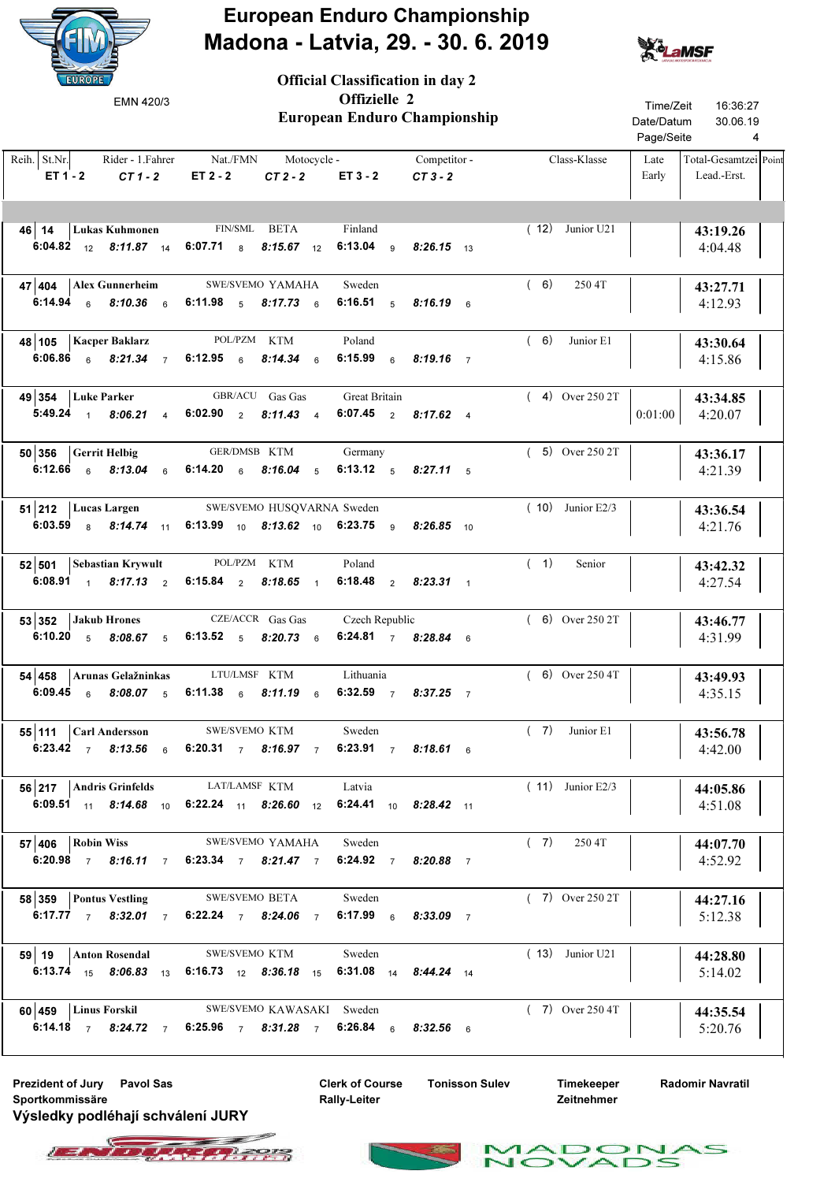# European Enduro Championship

## Madona - Latvia, 29. - 30. 6. 2019

EMN 420/3

### Official Classification in day 2
### Offizielle 2
### European Enduro Championship

Time/Zeit 16:36:27
Date/Datum 30.06.19
Page/Seite 4

| Reih. | St.Nr. | Rider - 1.Fahrer | Nat./FMN | Motocycle - | Competitor - | Class-Klasse | Late Early | Total-Gesamtzei Lead.-Erst. | Point |
|---|---|---|---|---|---|---|---|---|---|
| ET 1 - 2 | CT 1 - 2 | ET 2 - 2 | CT 2 - 2 | ET 3 - 2 | CT 3 - 2 | | | | |
| 46 | 14 | Lukas Kuhmonen | FIN/SML | BETA | Finland | ( 12) Junior U21 | | 43:19.26 / 4:04.48 | |
| 6:04.82 12 | 8:11.87 14 | 6:07.71 8 | 8:15.67 12 | 6:13.04 9 | 8:26.15 13 | | | | |
| 47 | 404 | Alex Gunnerheim | SWE/SVEMO | YAMAHA | Sweden | ( 6) 250 4T | | 43:27.71 / 4:12.93 | |
| 6:14.94 6 | 8:10.36 6 | 6:11.98 5 | 8:17.73 6 | 6:16.51 5 | 8:16.19 6 | | | | |
| 48 | 105 | Kacper Baklarz | POL/PZM | KTM | Poland | ( 6) Junior E1 | | 43:30.64 / 4:15.86 | |
| 6:06.86 6 | 8:21.34 7 | 6:12.95 6 | 8:14.34 6 | 6:15.99 6 | 8:19.16 7 | | | | |
| 49 | 354 | Luke Parker | GBR/ACU | Gas Gas | Great Britain | ( 4) Over 250 2T | 0:01:00 | 43:34.85 / 4:20.07 | |
| 5:49.24 1 | 8:06.21 4 | 6:02.90 2 | 8:11.43 4 | 6:07.45 2 | 8:17.62 4 | | | | |
| 50 | 356 | Gerrit Helbig | GER/DMSB | KTM | Germany | ( 5) Over 250 2T | | 43:36.17 / 4:21.39 | |
| 6:12.66 6 | 8:13.04 6 | 6:14.20 6 | 8:16.04 5 | 6:13.12 5 | 8:27.11 5 | | | | |
| 51 | 212 | Lucas Largen | SWE/SVEMO | HUSQVARNA | Sweden | ( 10) Junior E2/3 | | 43:36.54 / 4:21.76 | |
| 6:03.59 8 | 8:14.74 11 | 6:13.99 10 | 8:13.62 10 | 6:23.75 9 | 8:26.85 10 | | | | |
| 52 | 501 | Sebastian Krywult | POL/PZM | KTM | Poland | ( 1) Senior | | 43:42.32 / 4:27.54 | |
| 6:08.91 1 | 8:17.13 2 | 6:15.84 2 | 8:18.65 1 | 6:18.48 2 | 8:23.31 1 | | | | |
| 53 | 352 | Jakub Hrones | CZE/ACCR | Gas Gas | Czech Republic | ( 6) Over 250 2T | | 43:46.77 / 4:31.99 | |
| 6:10.20 5 | 8:08.67 5 | 6:13.52 5 | 8:20.73 6 | 6:24.81 7 | 8:28.84 6 | | | | |
| 54 | 458 | Arunas Gelažninkas | LTU/LMSF | KTM | Lithuania | ( 6) Over 250 4T | | 43:49.93 / 4:35.15 | |
| 6:09.45 6 | 8:08.07 5 | 6:11.38 6 | 8:11.19 6 | 6:32.59 7 | 8:37.25 7 | | | | |
| 55 | 111 | Carl Andersson | SWE/SVEMO | KTM | Sweden | ( 7) Junior E1 | | 43:56.78 / 4:42.00 | |
| 6:23.42 7 | 8:13.56 6 | 6:20.31 7 | 8:16.97 7 | 6:23.91 7 | 8:18.61 6 | | | | |
| 56 | 217 | Andris Grinfelds | LAT/LAMSF | KTM | Latvia | ( 11) Junior E2/3 | | 44:05.86 / 4:51.08 | |
| 6:09.51 11 | 8:14.68 10 | 6:22.24 11 | 8:26.60 12 | 6:24.41 10 | 8:28.42 11 | | | | |
| 57 | 406 | Robin Wiss | SWE/SVEMO | YAMAHA | Sweden | ( 7) 250 4T | | 44:07.70 / 4:52.92 | |
| 6:20.98 7 | 8:16.11 7 | 6:23.34 7 | 8:21.47 7 | 6:24.92 7 | 8:20.88 7 | | | | |
| 58 | 359 | Pontus Vestling | SWE/SVEMO | BETA | Sweden | ( 7) Over 250 2T | | 44:27.16 / 5:12.38 | |
| 6:17.77 7 | 8:32.01 7 | 6:22.24 7 | 8:24.06 7 | 6:17.99 6 | 8:33.09 7 | | | | |
| 59 | 19 | Anton Rosendal | SWE/SVEMO | KTM | Sweden | ( 13) Junior U21 | | 44:28.80 / 5:14.02 | |
| 6:13.74 15 | 8:06.83 13 | 6:16.73 12 | 8:36.18 15 | 6:31.08 14 | 8:44.24 14 | | | | |
| 60 | 459 | Linus Forskil | SWE/SVEMO | KAWASAKI | Sweden | ( 7) Over 250 4T | | 44:35.54 / 5:20.76 | |
| 6:14.18 7 | 8:24.72 7 | 6:25.96 7 | 8:31.28 7 | 6:26.84 6 | 8:32.56 6 | | | | |

Prezident of Jury Pavol Sas
Sportkommissäre

Clerk of Course Tonisson Sulev
Rally-Leiter

Timekeeper Radomir Navratil
Zeitnehmer

**Výsledky podléhají schválení JURY**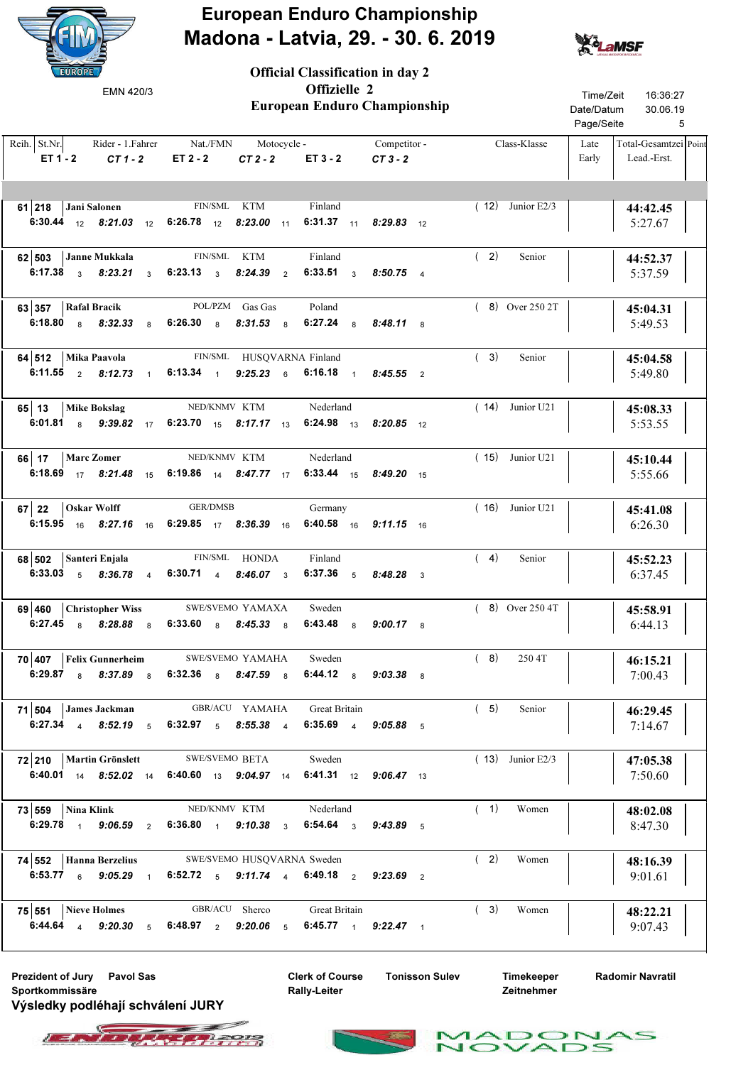# European Enduro Championship

## Madona - Latvia, 29. - 30. 6. 2019

EMN 420/3

### Official Classification in day 2
### Offizielle 2
### European Enduro Championship

Time/Zeit 16:36:27
Date/Datum 30.06.19
Page/Seite 5

| Reih. | St.Nr. | Rider - 1.Fahrer | Nat./FMN | Motocycle - | Competitor - | Class-Klasse | Late Early | Total-Gesamtzei Lead.-Erst. | Point |
|---|---|---|---|---|---|---|---|---|---|
| ET 1 - 2 | | *CT 1 - 2* | ET 2 - 2 | *CT 2 - 2* | ET 3 - 2 | *CT 3 - 2* | | | |
| 61 | 218 | Jani Salonen | FIN/SML | KTM | Finland | ( 12) Junior E2/3 | | **44:42.45** 5:27.67 | |
| 6:30.44 12 | | *8:21.03* 12 | 6:26.78 12 | *8:23.00* 11 | 6:31.37 11 | *8:29.83* 12 | | | |
| 62 | 503 | Janne Mukkala | FIN/SML | KTM | Finland | ( 2) Senior | | **44:52.37** 5:37.59 | |
| 6:17.38 3 | | *8:23.21* 3 | 6:23.13 3 | *8:24.39* 2 | 6:33.51 3 | *8:50.75* 4 | | | |
| 63 | 357 | Rafal Bracik | POL/PZM | Gas Gas | Poland | ( 8) Over 250 2T | | **45:04.31** 5:49.53 | |
| 6:18.80 8 | | *8:32.33* 8 | 6:26.30 8 | *8:31.53* 8 | 6:27.24 8 | *8:48.11* 8 | | | |
| 64 | 512 | Mika Paavola | FIN/SML | HUSQVARNA | Finland | ( 3) Senior | | **45:04.58** 5:49.80 | |
| 6:11.55 2 | | *8:12.73* 1 | 6:13.34 1 | *9:25.23* 6 | 6:16.18 1 | *8:45.55* 2 | | | |
| 65 | 13 | Mike Bokslag | NED/KNMV | KTM | Nederland | ( 14) Junior U21 | | **45:08.33** 5:53.55 | |
| 6:01.81 8 | | *9:39.82* 17 | 6:23.70 15 | *8:17.17* 13 | 6:24.98 13 | *8:20.85* 12 | | | |
| 66 | 17 | Marc Zomer | NED/KNMV | KTM | Nederland | ( 15) Junior U21 | | **45:10.44** 5:55.66 | |
| 6:18.69 17 | | *8:21.48* 15 | 6:19.86 14 | *8:47.77* 17 | 6:33.44 15 | *8:49.20* 15 | | | |
| 67 | 22 | Oskar Wolff | GER/DMSB | | Germany | ( 16) Junior U21 | | **45:41.08** 6:26.30 | |
| 6:15.95 16 | | *8:27.16* 16 | 6:29.85 17 | *8:36.39* 16 | 6:40.58 16 | *9:11.15* 16 | | | |
| 68 | 502 | Santeri Enjala | FIN/SML | HONDA | Finland | ( 4) Senior | | **45:52.23** 6:37.45 | |
| 6:33.03 5 | | *8:36.78* 4 | 6:30.71 4 | *8:46.07* 3 | 6:37.36 5 | *8:48.28* 3 | | | |
| 69 | 460 | Christopher Wiss | SWE/SVEMO | YAMAXA | Sweden | ( 8) Over 250 4T | | **45:58.91** 6:44.13 | |
| 6:27.45 8 | | *8:28.88* 8 | 6:33.60 8 | *8:45.33* 8 | 6:43.48 8 | *9:00.17* 8 | | | |
| 70 | 407 | Felix Gunnerheim | SWE/SVEMO | YAMAHA | Sweden | ( 8) 250 4T | | **46:15.21** 7:00.43 | |
| 6:29.87 8 | | *8:37.89* 8 | 6:32.36 8 | *8:47.59* 8 | 6:44.12 8 | *9:03.38* 8 | | | |
| 71 | 504 | James Jackman | GBR/ACU | YAMAHA | Great Britain | ( 5) Senior | | **46:29.45** 7:14.67 | |
| 6:27.34 4 | | *8:52.19* 5 | 6:32.97 5 | *8:55.38* 4 | 6:35.69 4 | *9:05.88* 5 | | | |
| 72 | 210 | Martin Grönslett | SWE/SVEMO | BETA | Sweden | ( 13) Junior E2/3 | | **47:05.38** 7:50.60 | |
| 6:40.01 14 | | *8:52.02* 14 | 6:40.60 13 | *9:04.97* 14 | 6:41.31 12 | *9:06.47* 13 | | | |
| 73 | 559 | Nina Klink | NED/KNMV | KTM | Nederland | ( 1) Women | | **48:02.08** 8:47.30 | |
| 6:29.78 1 | | *9:06.59* 2 | 6:36.80 1 | *9:10.38* 3 | 6:54.64 3 | *9:43.89* 5 | | | |
| 74 | 552 | Hanna Berzelius | SWE/SVEMO | HUSQVARNA | Sweden | ( 2) Women | | **48:16.39** 9:01.61 | |
| 6:53.77 6 | | *9:05.29* 1 | 6:52.72 5 | *9:11.74* 4 | 6:49.18 2 | *9:23.69* 2 | | | |
| 75 | 551 | Nieve Holmes | GBR/ACU | Sherco | Great Britain | ( 3) Women | | **48:22.21** 9:07.43 | |
| 6:44.64 4 | | *9:20.30* 5 | 6:48.97 2 | *9:20.06* 5 | 6:45.77 1 | *9:22.47* 1 | | | |

Prezident of Jury Pavol Sas
Sportkommissäre

Clerk of Course Tonisson Sulev
Rally-Leiter

Timekeeper Radomir Navratil
Zeitnehmer

**Výsledky podléhají schválení JURY**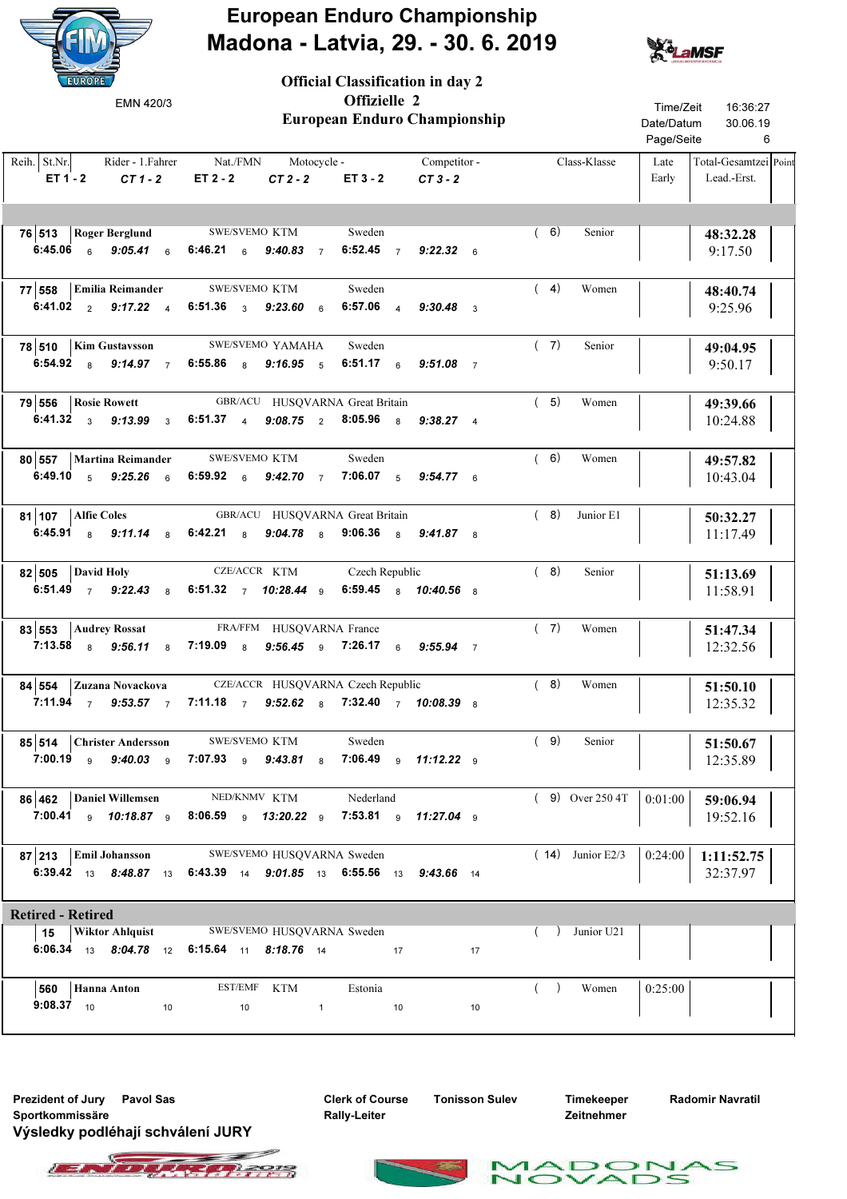# European Enduro Championship

## Madona - Latvia, 29. - 30. 6. 2019

EMN 420/3

### Official Classification in day 2
### Offizielle 2
### European Enduro Championship

Time/Zeit 16:36:27
Date/Datum 30.06.19

| Reih. | St.Nr. | Rider - 1.Fahrer | Nat./FMN | Motocycle - | Competitor - | Class-Klasse | Late Early | Total-Gesamtzei Lead.-Erst. | Point |
|---|---|---|---|---|---|---|---|---|---|
| **ET 1 - 2** | | ***CT 1 - 2*** | **ET 2 - 2** | ***CT 2 - 2*** | **ET 3 - 2** | ***CT 3 - 2*** | | | |
| **76** | **513** | **Roger Berglund** | SWE/SVEMO | KTM | Sweden | ( 6) Senior | | **48:32.28** 9:17.50 | |
| **6:45.06** 6 | | ***9:05.41*** 6 | **6:46.21** 6 | ***9:40.83*** 7 | **6:52.45** 7 | ***9:22.32*** 6 | | | |
| **77** | **558** | **Emilia Reimander** | SWE/SVEMO | KTM | Sweden | ( 4) Women | | **48:40.74** 9:25.96 | |
| **6:41.02** 2 | | ***9:17.22*** 4 | **6:51.36** 3 | ***9:23.60*** 6 | **6:57.06** 4 | ***9:30.48*** 3 | | | |
| **78** | **510** | **Kim Gustavsson** | SWE/SVEMO | YAMAHA | Sweden | ( 7) Senior | | **49:04.95** 9:50.17 | |
| **6:54.92** 8 | | ***9:14.97*** 7 | **6:55.86** 8 | ***9:16.95*** 5 | **6:51.17** 6 | ***9:51.08*** 7 | | | |
| **79** | **556** | **Rosie Rowett** | GBR/ACU | HUSQVARNA | Great Britain | ( 5) Women | | **49:39.66** 10:24.88 | |
| **6:41.32** 3 | | ***9:13.99*** 3 | **6:51.37** 4 | ***9:08.75*** 2 | **8:05.96** 8 | ***9:38.27*** 4 | | | |
| **80** | **557** | **Martina Reimander** | SWE/SVEMO | KTM | Sweden | ( 6) Women | | **49:57.82** 10:43.04 | |
| **6:49.10** 5 | | ***9:25.26*** 6 | **6:59.92** 6 | ***9:42.70*** 7 | **7:06.07** 5 | ***9:54.77*** 6 | | | |
| **81** | **107** | **Alfie Coles** | GBR/ACU | HUSQVARNA | Great Britain | ( 8) Junior E1 | | **50:32.27** 11:17.49 | |
| **6:45.91** 8 | | ***9:11.14*** 8 | **6:42.21** 8 | ***9:04.78*** 8 | **9:06.36** 8 | ***9:41.87*** 8 | | | |
| **82** | **505** | **David Holy** | CZE/ACCR | KTM | Czech Republic | ( 8) Senior | | **51:13.69** 11:58.91 | |
| **6:51.49** 7 | | ***9:22.43*** 8 | **6:51.32** 7 | ***10:28.44*** 9 | **6:59.45** 8 | ***10:40.56*** 8 | | | |
| **83** | **553** | **Audrey Rossat** | FRA/FFM | HUSQVARNA | France | ( 7) Women | | **51:47.34** 12:32.56 | |
| **7:13.58** 8 | | ***9:56.11*** 8 | **7:19.09** 8 | ***9:56.45*** 9 | **7:26.17** 6 | ***9:55.94*** 7 | | | |
| **84** | **554** | **Zuzana Novackova** | CZE/ACCR | HUSQVARNA | Czech Republic | ( 8) Women | | **51:50.10** 12:35.32 | |
| **7:11.94** 7 | | ***9:53.57*** 7 | **7:11.18** 7 | ***9:52.62*** 8 | **7:32.40** 7 | ***10:08.39*** 8 | | | |
| **85** | **514** | **Christer Andersson** | SWE/SVEMO | KTM | Sweden | ( 9) Senior | | **51:50.67** 12:35.89 | |
| **7:00.19** 9 | | ***9:40.03*** 9 | **7:07.93** 9 | ***9:43.81*** 8 | **7:06.49** 9 | ***11:12.22*** 9 | | | |
| **86** | **462** | **Daniel Willemsen** | NED/KNMV | KTM | Nederland | ( 9) Over 250 4T | 0:01:00 | **59:06.94** 19:52.16 | |
| **7:00.41** 9 | | ***10:18.87*** 9 | **8:06.59** 9 | ***13:20.22*** 9 | **7:53.81** 9 | ***11:27.04*** 9 | | | |
| **87** | **213** | **Emil Johansson** | SWE/SVEMO | HUSQVARNA | Sweden | ( 14) Junior E2/3 | 0:24:00 | **1:11:52.75** 32:37.97 | |
| **6:39.42** 13 | | ***8:48.87*** 13 | **6:43.39** 14 | ***9:01.85*** 13 | **6:55.56** 13 | ***9:43.66*** 14 | | | |
| **Retired - Retired** | | | | | | | | | |
| | **15** | **Wiktor Ahlquist** | SWE/SVEMO | HUSQVARNA | Sweden | ( ) Junior U21 | | | |
| **6:06.34** 13 | | ***8:04.78*** 12 | **6:15.64** 11 | ***8:18.76*** 14 | 17 | 17 | | | |
| | **560** | **Hanna Anton** | EST/EMF | KTM | Estonia | ( ) Women | 0:25:00 | | |
| **9:08.37** 10 | | 10 | 10 | 1 | 10 | 10 | | | |

**Prezident of Jury** Pavol Sas
**Sportkommissäre**
**Výsledky podléhají schválení JURY**

**Clerk of Course** Tonisson Sulev
**Rally-Leiter**

**Timekeeper** Radomir Navratil
**Zeitnehmer**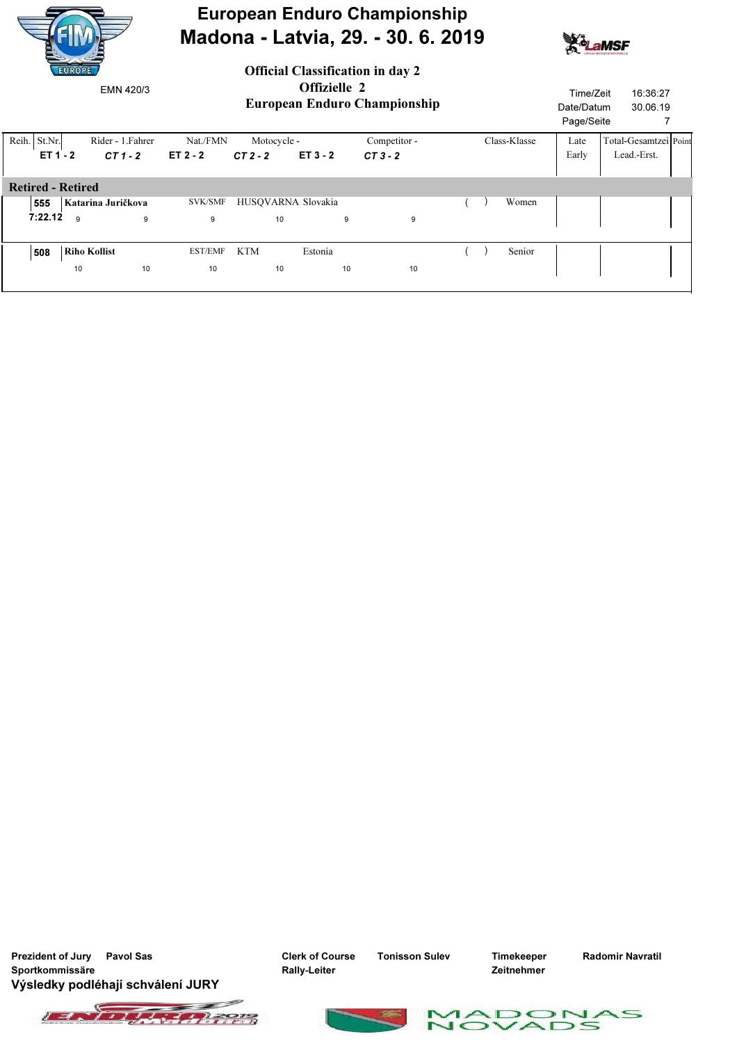# European Enduro Championship
## Madona - Latvia, 29. - 30. 6. 2019

EMN 420/3

**Official Classification in day 2**
**Offizielle 2**
**European Enduro Championship**

Time/Zeit 16:36:27
Date/Datum 30.06.19
Page/Seite 7

| Reih. | St.Nr. | Rider - 1.Fahrer | Nat./FMN | Motocycle - | Competitor - | Class-Klasse | Late Early | Total-Gesamtzei Lead.-Erst. | Point |
|---|---|---|---|---|---|---|---|---|---|
| | ET 1 - 2 | CT 1 - 2 | ET 2 - 2 | CT 2 - 2 | ET 3 - 2 | CT 3 - 2 | | | |
| **Retired - Retired** | | | | | | | | | |
| | 555 | Katarina Juričkova | SVK/SMF | HUSQVARNA | Slovakia | ( ) Women | | | |
| | 7:22.12 | 9 | 9 | 9 | 10 | 9 | 9 | | |
| | 508 | Riho Kollist | EST/EMF | KTM | Estonia | ( ) Senior | | | |
| | | 10 | 10 | 10 | 10 | 10 | 10 | | |

Prezident of Jury Sportkommissäre: Pavol Sas
Clerk of Course Rally-Leiter: Tonisson Sulev
Timekeeper Zeitnehmer: Radomir Navratil

Výsledky podléhají schválení JURY